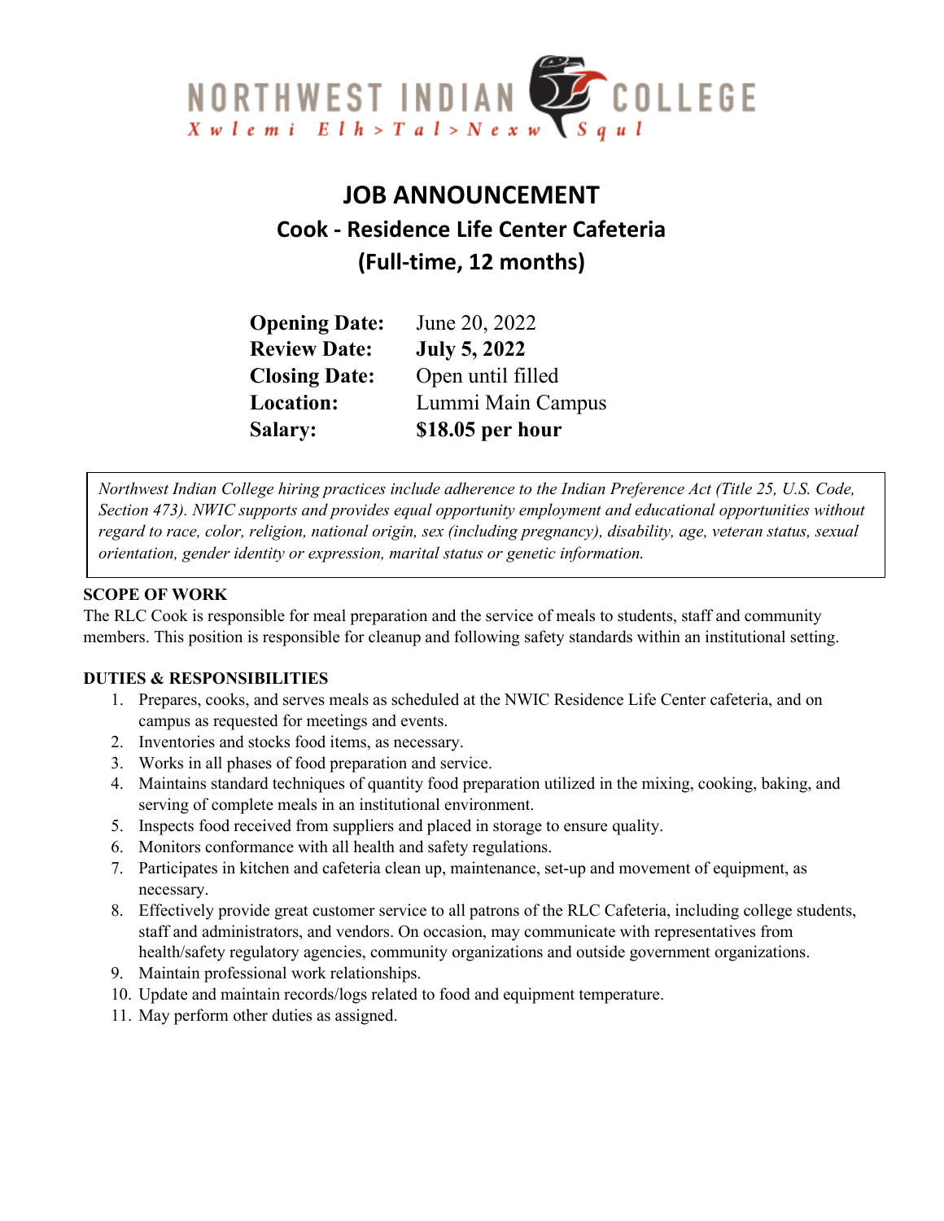NORTHWEST INDIAN COLLEGE
Xwlemi Elh>Tal>Nexw Squl

# JOB ANNOUNCEMENT

## Cook - Residence Life Center Cafeteria
## (Full-time, 12 months)

| | |
|---|---|
| **Opening Date:** | June 20, 2022 |
| **Review Date:** | **July 5, 2022** |
| **Closing Date:** | Open until filled |
| **Location:** | Lummi Main Campus |
| **Salary:** | **$18.05 per hour** |

*Northwest Indian College hiring practices include adherence to the Indian Preference Act (Title 25, U.S. Code, Section 473). NWIC supports and provides equal opportunity employment and educational opportunities without regard to race, color, religion, national origin, sex (including pregnancy), disability, age, veteran status, sexual orientation, gender identity or expression, marital status or genetic information.*

**SCOPE OF WORK**

The RLC Cook is responsible for meal preparation and the service of meals to students, staff and community members. This position is responsible for cleanup and following safety standards within an institutional setting.

**DUTIES & RESPONSIBILITIES**

1. Prepares, cooks, and serves meals as scheduled at the NWIC Residence Life Center cafeteria, and on campus as requested for meetings and events.
2. Inventories and stocks food items, as necessary.
3. Works in all phases of food preparation and service.
4. Maintains standard techniques of quantity food preparation utilized in the mixing, cooking, baking, and serving of complete meals in an institutional environment.
5. Inspects food received from suppliers and placed in storage to ensure quality.
6. Monitors conformance with all health and safety regulations.
7. Participates in kitchen and cafeteria clean up, maintenance, set-up and movement of equipment, as necessary.
8. Effectively provide great customer service to all patrons of the RLC Cafeteria, including college students, staff and administrators, and vendors. On occasion, may communicate with representatives from health/safety regulatory agencies, community organizations and outside government organizations.
9. Maintain professional work relationships.
10. Update and maintain records/logs related to food and equipment temperature.
11. May perform other duties as assigned.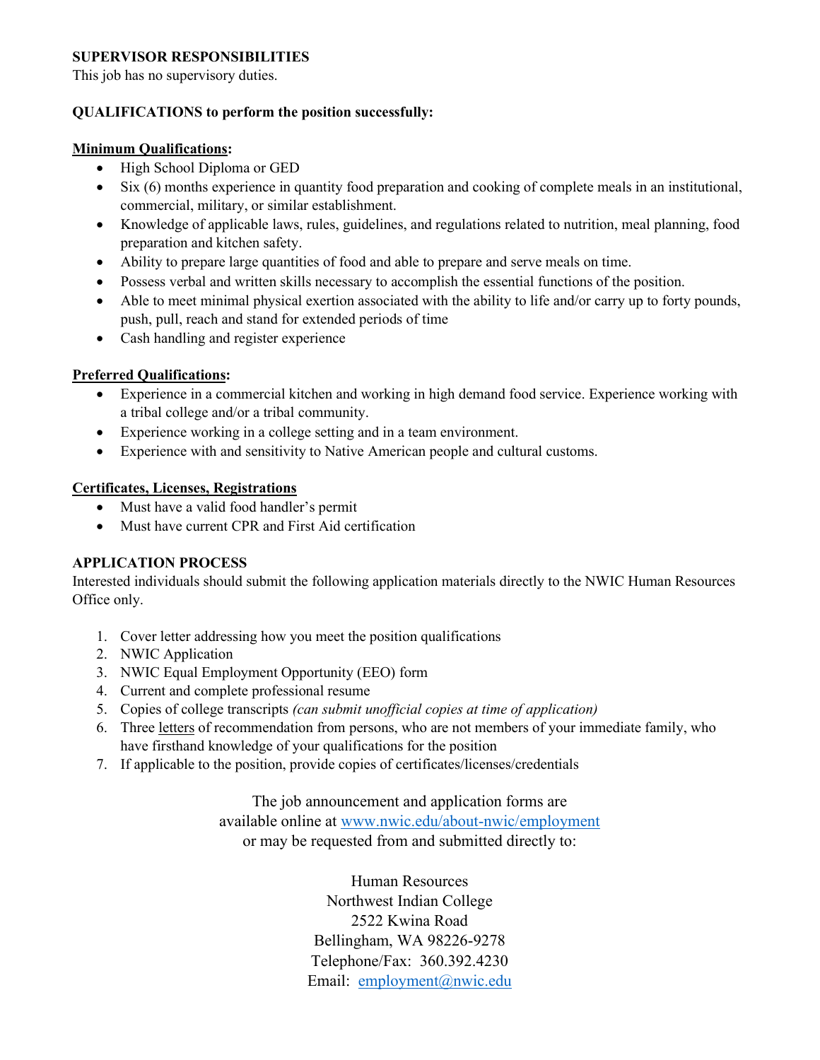**SUPERVISOR RESPONSIBILITIES**

This job has no supervisory duties.

**QUALIFICATIONS to perform the position successfully:**

**Minimum Qualifications:**

- High School Diploma or GED
- Six (6) months experience in quantity food preparation and cooking of complete meals in an institutional, commercial, military, or similar establishment.
- Knowledge of applicable laws, rules, guidelines, and regulations related to nutrition, meal planning, food preparation and kitchen safety.
- Ability to prepare large quantities of food and able to prepare and serve meals on time.
- Possess verbal and written skills necessary to accomplish the essential functions of the position.
- Able to meet minimal physical exertion associated with the ability to life and/or carry up to forty pounds, push, pull, reach and stand for extended periods of time
- Cash handling and register experience

**Preferred Qualifications:**

- Experience in a commercial kitchen and working in high demand food service. Experience working with a tribal college and/or a tribal community.
- Experience working in a college setting and in a team environment.
- Experience with and sensitivity to Native American people and cultural customs.

**Certificates, Licenses, Registrations**

- Must have a valid food handler's permit
- Must have current CPR and First Aid certification

**APPLICATION PROCESS**

Interested individuals should submit the following application materials directly to the NWIC Human Resources Office only.

1. Cover letter addressing how you meet the position qualifications
2. NWIC Application
3. NWIC Equal Employment Opportunity (EEO) form
4. Current and complete professional resume
5. Copies of college transcripts *(can submit unofficial copies at time of application)*
6. Three letters of recommendation from persons, who are not members of your immediate family, who have firsthand knowledge of your qualifications for the position
7. If applicable to the position, provide copies of certificates/licenses/credentials

The job announcement and application forms are available online at www.nwic.edu/about-nwic/employment or may be requested from and submitted directly to:

Human Resources
Northwest Indian College
2522 Kwina Road
Bellingham, WA 98226-9278
Telephone/Fax: 360.392.4230
Email: employment@nwic.edu